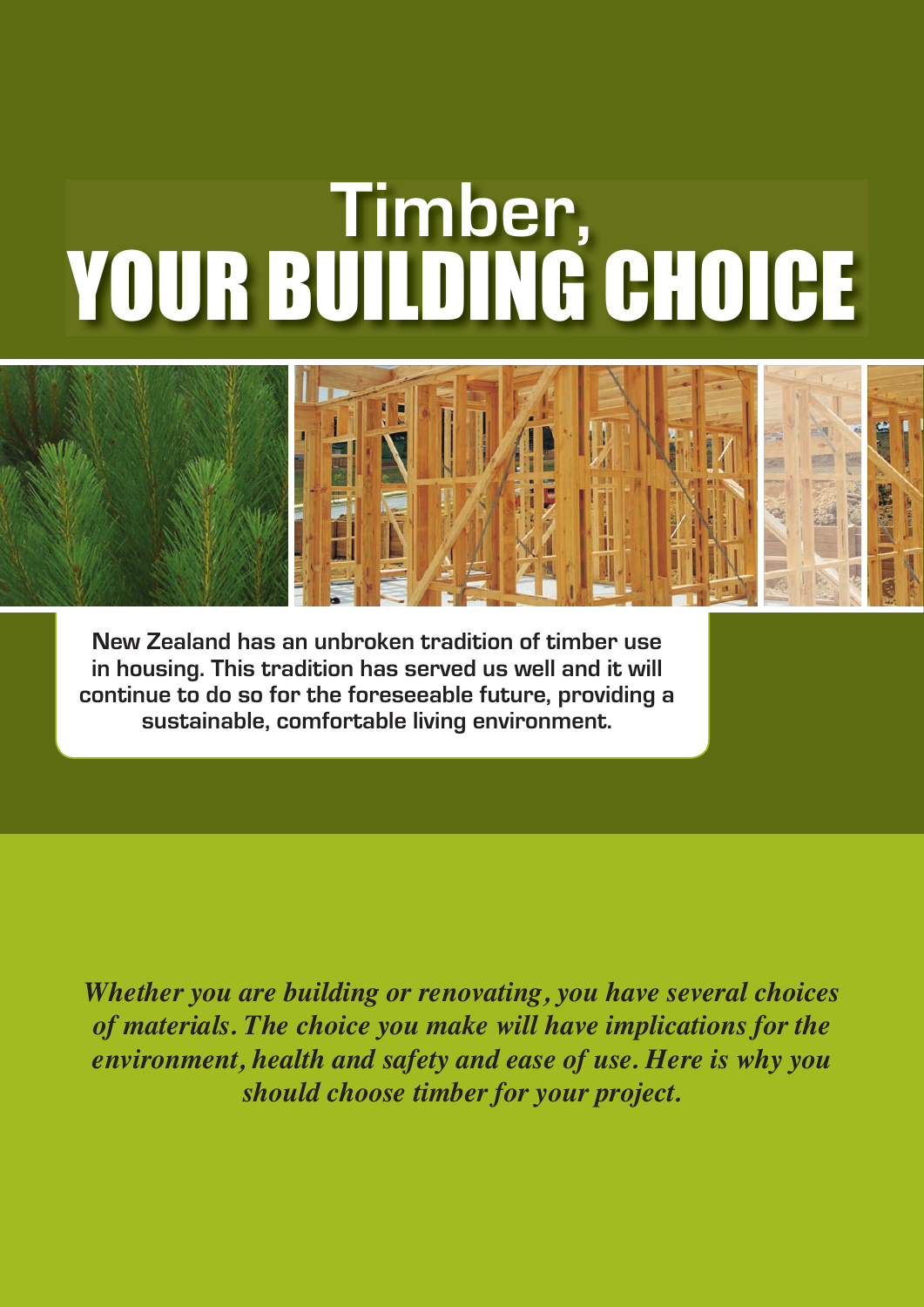# Timber, YOUR BUILDING CHOICE

**New Zealand has an unbroken tradition of timber use in housing. This tradition has served us well and it will continue to do so for the foreseeable future, providing a sustainable, comfortable living environment.**

***Whether you are building or renovating, you have several choices of materials. The choice you make will have implications for the environment, health and safety and ease of use. Here is why you should choose timber for your project.***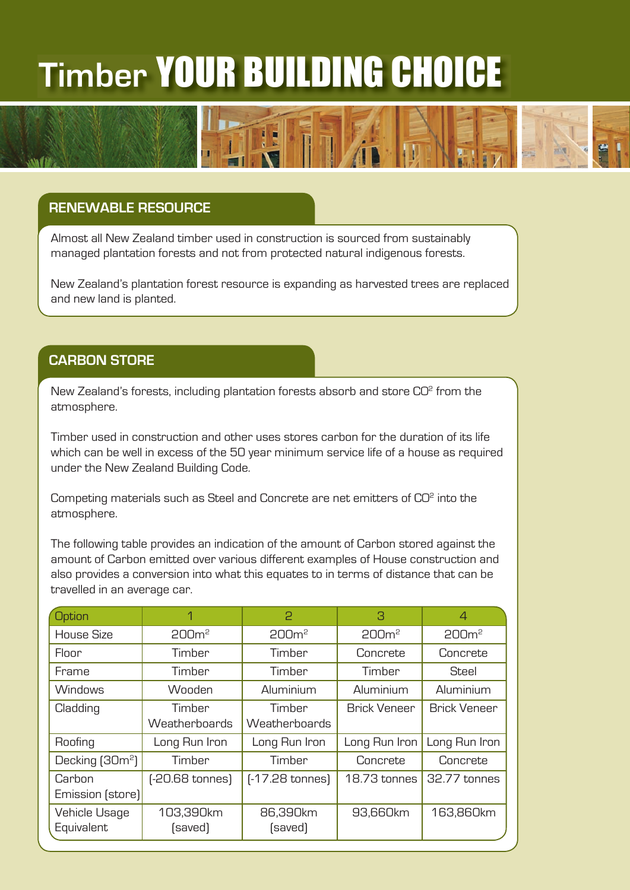# Timber YOUR BUILDING CHOICE

## RENEWABLE RESOURCE

Almost all New Zealand timber used in construction is sourced from sustainably managed plantation forests and not from protected natural indigenous forests.

New Zealand's plantation forest resource is expanding as harvested trees are replaced and new land is planted.

## CARBON STORE

New Zealand's forests, including plantation forests absorb and store $CO^2$ from the atmosphere.

Timber used in construction and other uses stores carbon for the duration of its life which can be well in excess of the 50 year minimum service life of a house as required under the New Zealand Building Code.

Competing materials such as Steel and Concrete are net emitters of $CO^2$ into the atmosphere.

The following table provides an indication of the amount of Carbon stored against the amount of Carbon emitted over various different examples of House construction and also provides a conversion into what this equates to in terms of distance that can be travelled in an average car.

| Option | 1 | 2 | 3 | 4 |
|---|---|---|---|---|
| House Size | 200m² | 200m² | 200m² | 200m² |
| Floor | Timber | Timber | Concrete | Concrete |
| Frame | Timber | Timber | Timber | Steel |
| Windows | Wooden | Aluminium | Aluminium | Aluminium |
| Cladding | Timber Weatherboards | Timber Weatherboards | Brick Veneer | Brick Veneer |
| Roofing | Long Run Iron | Long Run Iron | Long Run Iron | Long Run Iron |
| Decking (30m²) | Timber | Timber | Concrete | Concrete |
| Carbon Emission (store) | (-20.68 tonnes) | (-17.28 tonnes) | 18.73 tonnes | 32.77 tonnes |
| Vehicle Usage Equivalent | 103,390km (saved) | 86,390km (saved) | 93,660km | 163,860km |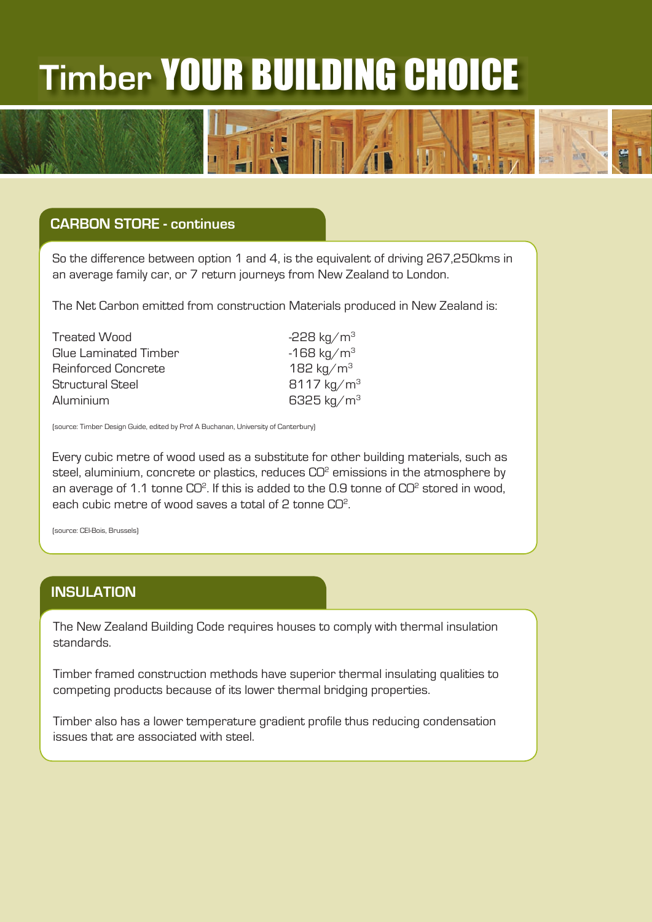# Timber YOUR BUILDING CHOICE

## CARBON STORE - continues

So the difference between option 1 and 4, is the equivalent of driving 267,250kms in an average family car, or 7 return journeys from New Zealand to London.

The Net Carbon emitted from construction Materials produced in New Zealand is:

| | |
|---|---|
| Treated Wood | -228 kg/$m^3$ |
| Glue Laminated Timber | -168 kg/$m^3$ |
| Reinforced Concrete | 182 kg/$m^3$ |
| Structural Steel | 8117 kg/$m^3$ |
| Aluminium | 6325 kg/$m^3$ |

(source: Timber Design Guide, edited by Prof A Buchanan, University of Canterbury)

Every cubic metre of wood used as a substitute for other building materials, such as steel, aluminium, concrete or plastics, reduces $CO^2$ emissions in the atmosphere by an average of 1.1 tonne $CO^2$. If this is added to the 0.9 tonne of $CO^2$ stored in wood, each cubic metre of wood saves a total of 2 tonne $CO^2$.

(source: CEI-Bois, Brussels)

## INSULATION

The New Zealand Building Code requires houses to comply with thermal insulation standards.

Timber framed construction methods have superior thermal insulating qualities to competing products because of its lower thermal bridging properties.

Timber also has a lower temperature gradient profile thus reducing condensation issues that are associated with steel.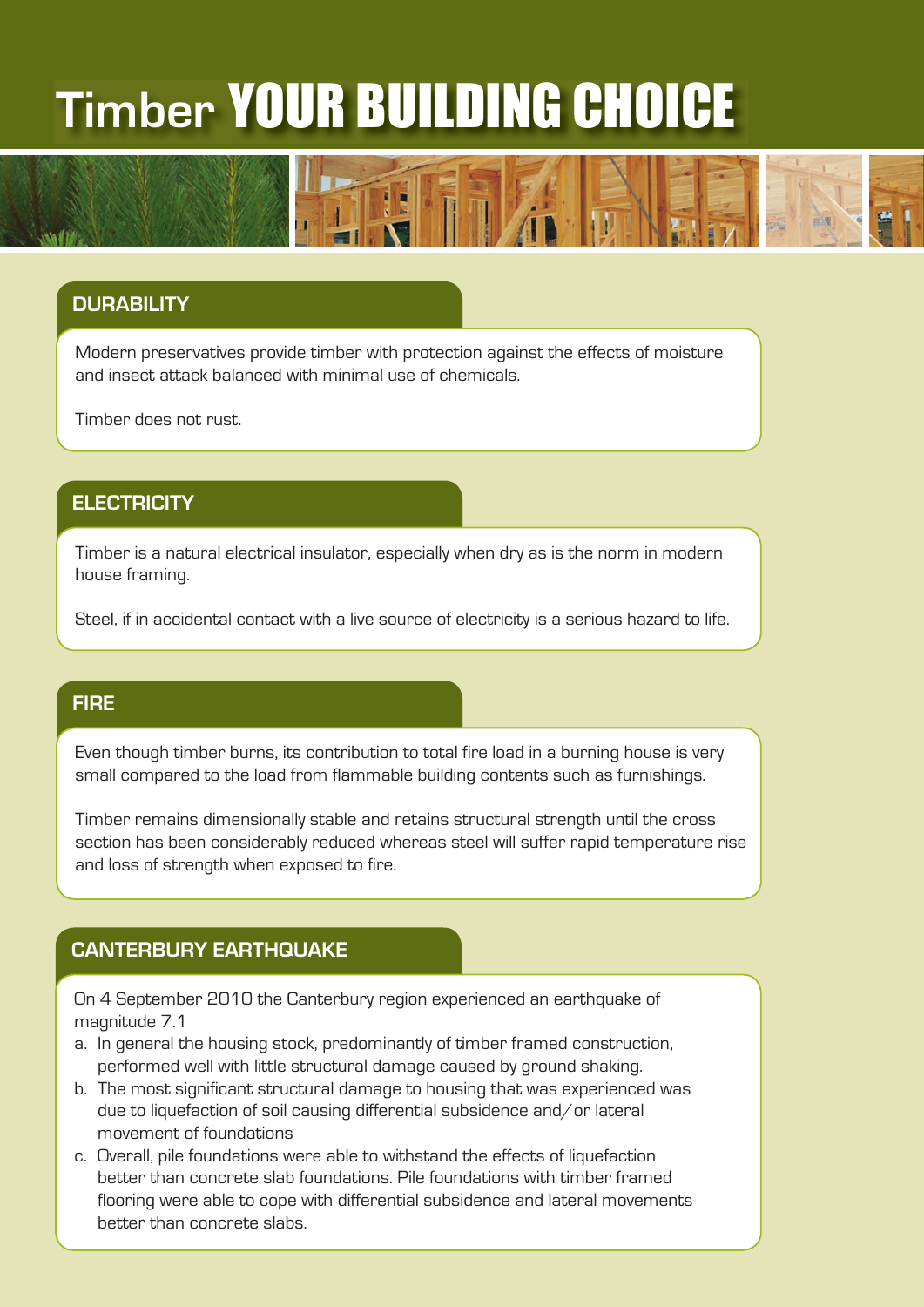# Timber YOUR BUILDING CHOICE

## DURABILITY

Modern preservatives provide timber with protection against the effects of moisture and insect attack balanced with minimal use of chemicals.

Timber does not rust.

## ELECTRICITY

Timber is a natural electrical insulator, especially when dry as is the norm in modern house framing.

Steel, if in accidental contact with a live source of electricity is a serious hazard to life.

## FIRE

Even though timber burns, its contribution to total fire load in a burning house is very small compared to the load from flammable building contents such as furnishings.

Timber remains dimensionally stable and retains structural strength until the cross section has been considerably reduced whereas steel will suffer rapid temperature rise and loss of strength when exposed to fire.

## CANTERBURY EARTHQUAKE

On 4 September 2010 the Canterbury region experienced an earthquake of magnitude 7.1

a. In general the housing stock, predominantly of timber framed construction, performed well with little structural damage caused by ground shaking.
b. The most significant structural damage to housing that was experienced was due to liquefaction of soil causing differential subsidence and/or lateral movement of foundations
c. Overall, pile foundations were able to withstand the effects of liquefaction better than concrete slab foundations. Pile foundations with timber framed flooring were able to cope with differential subsidence and lateral movements better than concrete slabs.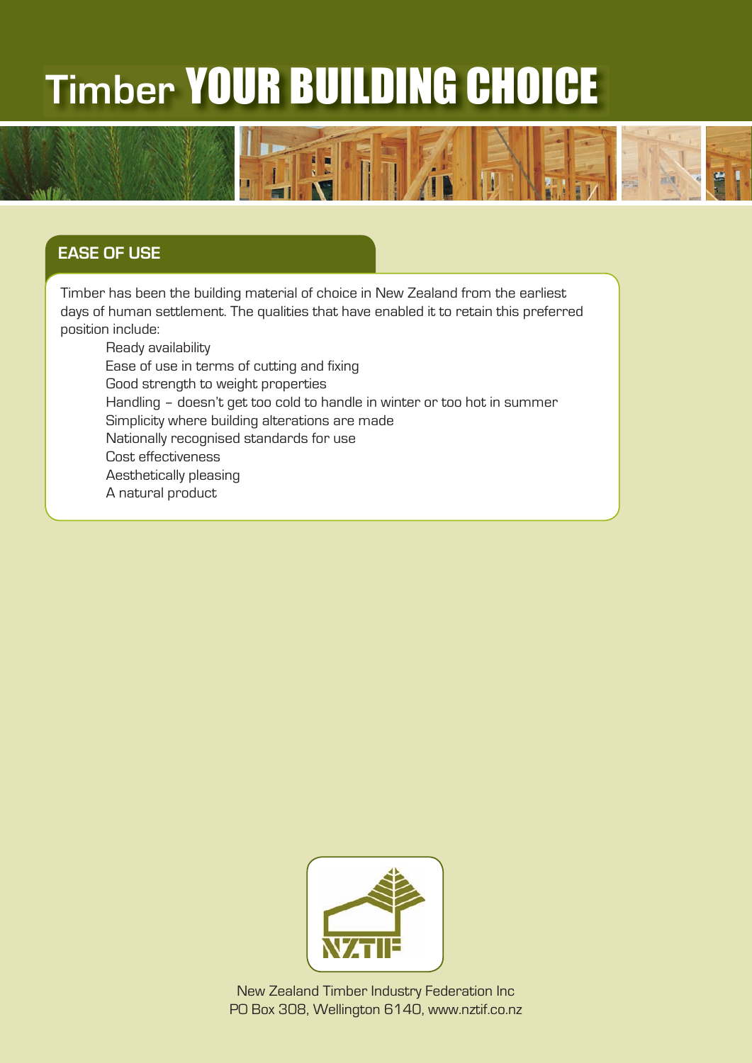# Timber YOUR BUILDING CHOICE

## EASE OF USE

Timber has been the building material of choice in New Zealand from the earliest days of human settlement. The qualities that have enabled it to retain this preferred position include:

- Ready availability
- Ease of use in terms of cutting and fixing
- Good strength to weight properties
- Handling – doesn't get too cold to handle in winter or too hot in summer
- Simplicity where building alterations are made
- Nationally recognised standards for use
- Cost effectiveness
- Aesthetically pleasing
- A natural product

NZTIF

New Zealand Timber Industry Federation Inc
PO Box 308, Wellington 6140, www.nztif.co.nz